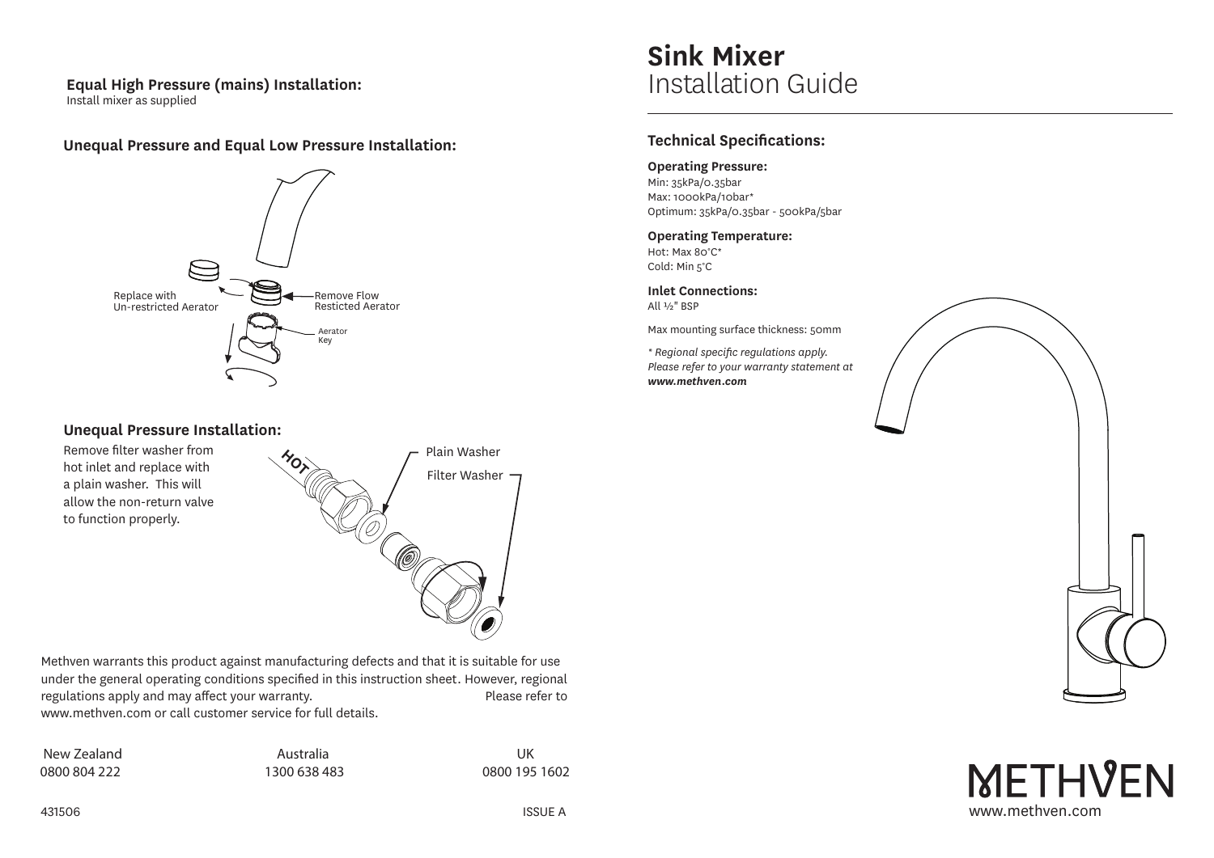# Sink Mixer
Installation Guide

## Technical Specifications:

**Operating Pressure:**
Min: 35kPa/0.35bar
Max: 1000kPa/10bar*
Optimum: 35kPa/0.35bar - 500kPa/5bar

**Operating Temperature:**
Hot: Max 80°C*
Cold: Min 5°C

**Inlet Connections:**
All ½" BSP

Max mounting surface thickness: 50mm

*\* Regional specific regulations apply. Please refer to your warranty statement at **www.methven.com***

### Equal High Pressure (mains) Installation:
Install mixer as supplied

### Unequal Pressure and Equal Low Pressure Installation:

Replace with Un-restricted Aerator

Remove Flow Resticted Aerator

Aerator Key

### Unequal Pressure Installation:

Remove filter washer from hot inlet and replace with a plain washer. This will allow the non-return valve to function properly.

HOT

Plain Washer

Filter Washer

Methven warrants this product against manufacturing defects and that it is suitable for use under the general operating conditions specified in this instruction sheet. However, regional regulations apply and may affect your warranty. Please refer to www.methven.com or call customer service for full details.

| New Zealand | Australia | UK |
|---|---|---|
| 0800 804 222 | 1300 638 483 | 0800 195 1602 |

431506

ISSUE A

METHVEN
www.methven.com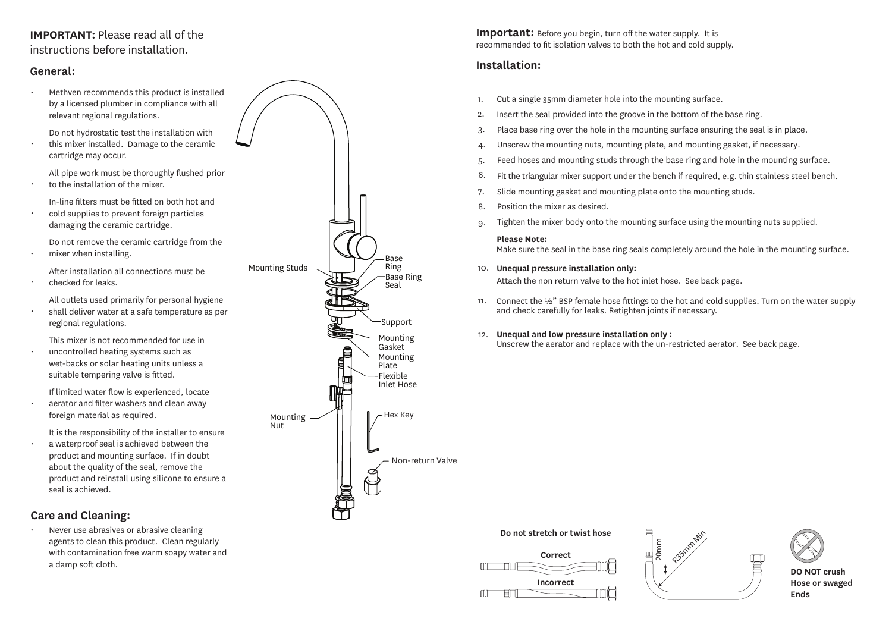**IMPORTANT:** Please read all of the instructions before installation.

## General:

- Methven recommends this product is installed by a licensed plumber in compliance with all relevant regional regulations.
- Do not hydrostatic test the installation with this mixer installed. Damage to the ceramic cartridge may occur.
- All pipe work must be thoroughly flushed prior to the installation of the mixer.
- In-line filters must be fitted on both hot and cold supplies to prevent foreign particles damaging the ceramic cartridge.
- Do not remove the ceramic cartridge from the mixer when installing.
- After installation all connections must be checked for leaks.
- All outlets used primarily for personal hygiene shall deliver water at a safe temperature as per regional regulations.
- This mixer is not recommended for use in uncontrolled heating systems such as wet-backs or solar heating units unless a suitable tempering valve is fitted.
- If limited water flow is experienced, locate aerator and filter washers and clean away foreign material as required.
- It is the responsibility of the installer to ensure a waterproof seal is achieved between the product and mounting surface. If in doubt about the quality of the seal, remove the product and reinstall using silicone to ensure a seal is achieved.

## Care and Cleaning:

- Never use abrasives or abrasive cleaning agents to clean this product. Clean regularly with contamination free warm soapy water and a damp soft cloth.

Mounting Studs
Base Ring
Base Ring Seal
Support
Mounting Gasket
Mounting Plate
Flexible Inlet Hose
Mounting Nut
Hex Key
Non-return Valve

**Important:** Before you begin, turn off the water supply. It is recommended to fit isolation valves to both the hot and cold supply.

## Installation:

1. Cut a single 35mm diameter hole into the mounting surface.
2. Insert the seal provided into the groove in the bottom of the base ring.
3. Place base ring over the hole in the mounting surface ensuring the seal is in place.
4. Unscrew the mounting nuts, mounting plate, and mounting gasket, if necessary.
5. Feed hoses and mounting studs through the base ring and hole in the mounting surface.
6. Fit the triangular mixer support under the bench if required, e.g. thin stainless steel bench.
7. Slide mounting gasket and mounting plate onto the mounting studs.
8. Position the mixer as desired.
9. Tighten the mixer body onto the mounting surface using the mounting nuts supplied.

   **Please Note:**
   Make sure the seal in the base ring seals completely around the hole in the mounting surface.

10. **Unequal pressure installation only:**
    Attach the non return valve to the hot inlet hose. See back page.
11. Connect the ½" BSP female hose fittings to the hot and cold supplies. Turn on the water supply and check carefully for leaks. Retighten joints if necessary.
12. **Unequal and low pressure installation only :**
    Unscrew the aerator and replace with the un-restricted aerator. See back page.

**Do not stretch or twist hose**

Correct

Incorrect

20mm

R35mm Min

**DO NOT crush Hose or swaged Ends**